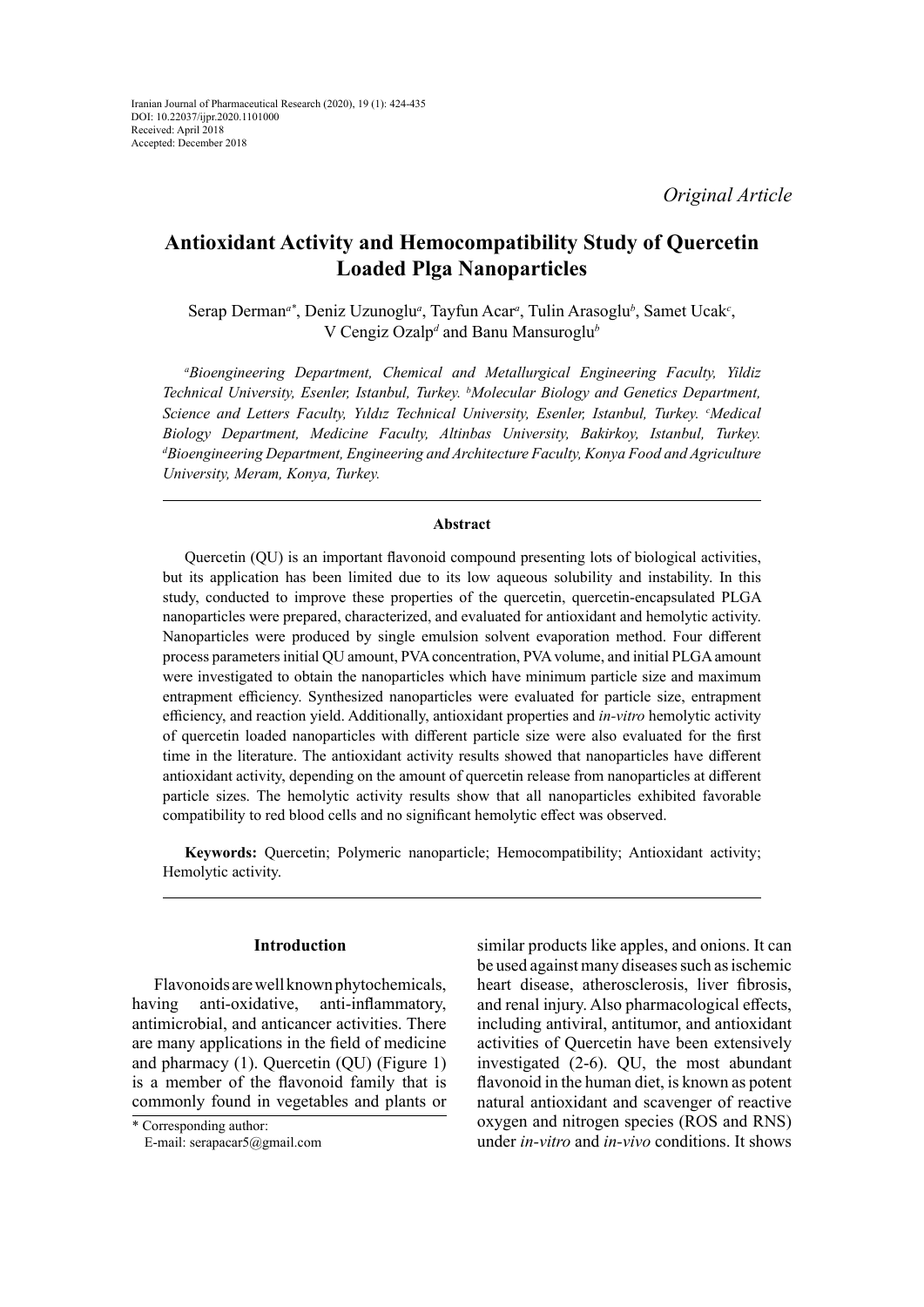Iranian Journal of Pharmaceutical Research (2020), 19 (1): 424-435
DOI: 10.22037/ijpr.2020.1101000
Received: April 2018
Accepted: December 2018

*Original Article*

# Antioxidant Activity and Hemocompatibility Study of Quercetin Loaded Plga Nanoparticles

Serap Derman[a*], Deniz Uzunoglu[a], Tayfun Acar[a], Tulin Arasoglu[b], Samet Ucak[c], V Cengiz Ozalp[d] and Banu Mansuroglu[b]

*[a]Bioengineering Department, Chemical and Metallurgical Engineering Faculty, Yildiz Technical University, Esenler, Istanbul, Turkey. [b]Molecular Biology and Genetics Department, Science and Letters Faculty, Yıldız Technical University, Esenler, Istanbul, Turkey. [c]Medical Biology Department, Medicine Faculty, Altinbas University, Bakirkoy, Istanbul, Turkey. [d]Bioengineering Department, Engineering and Architecture Faculty, Konya Food and Agriculture University, Meram, Konya, Turkey.*

## Abstract

Quercetin (QU) is an important flavonoid compound presenting lots of biological activities, but its application has been limited due to its low aqueous solubility and instability. In this study, conducted to improve these properties of the quercetin, quercetin-encapsulated PLGA nanoparticles were prepared, characterized, and evaluated for antioxidant and hemolytic activity. Nanoparticles were produced by single emulsion solvent evaporation method. Four different process parameters initial QU amount, PVA concentration, PVA volume, and initial PLGA amount were investigated to obtain the nanoparticles which have minimum particle size and maximum entrapment efficiency. Synthesized nanoparticles were evaluated for particle size, entrapment efficiency, and reaction yield. Additionally, antioxidant properties and *in-vitro* hemolytic activity of quercetin loaded nanoparticles with different particle size were also evaluated for the first time in the literature. The antioxidant activity results showed that nanoparticles have different antioxidant activity, depending on the amount of quercetin release from nanoparticles at different particle sizes. The hemolytic activity results show that all nanoparticles exhibited favorable compatibility to red blood cells and no significant hemolytic effect was observed.

**Keywords:** Quercetin; Polymeric nanoparticle; Hemocompatibility; Antioxidant activity; Hemolytic activity.

## Introduction

Flavonoids are well known phytochemicals, having anti-oxidative, anti-inflammatory, antimicrobial, and anticancer activities. There are many applications in the field of medicine and pharmacy (1). Quercetin (QU) (Figure 1) is a member of the flavonoid family that is commonly found in vegetables and plants or similar products like apples, and onions. It can be used against many diseases such as ischemic heart disease, atherosclerosis, liver fibrosis, and renal injury. Also pharmacological effects, including antiviral, antitumor, and antioxidant activities of Quercetin have been extensively investigated (2-6). QU, the most abundant flavonoid in the human diet, is known as potent natural antioxidant and scavenger of reactive oxygen and nitrogen species (ROS and RNS) under *in-vitro* and *in-vivo* conditions. It shows

\* Corresponding author:
E-mail: serapacar5@gmail.com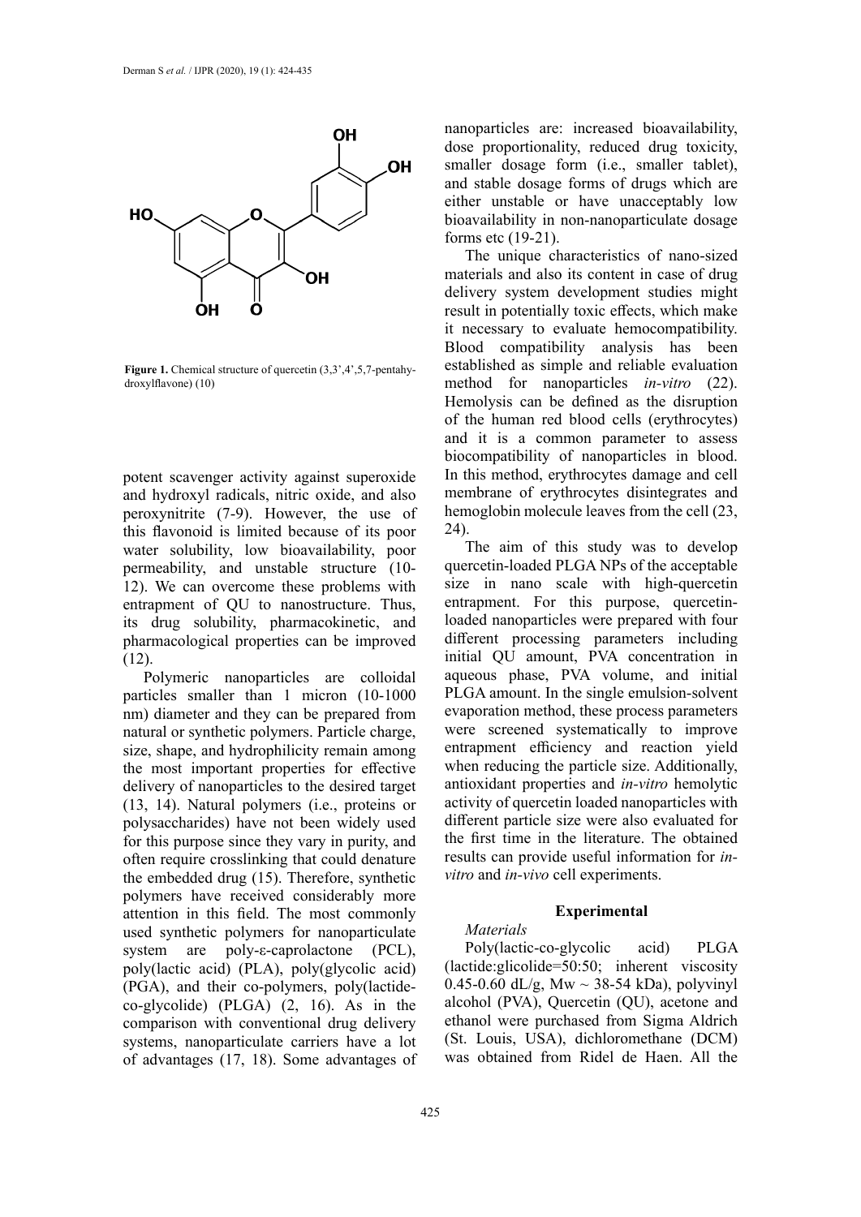Figure 1. Chemical structure of quercetin (3,3',4',5,7-pentahydroxylflavone) (10)

potent scavenger activity against superoxide and hydroxyl radicals, nitric oxide, and also peroxynitrite (7-9). However, the use of this flavonoid is limited because of its poor water solubility, low bioavailability, poor permeability, and unstable structure (10-12). We can overcome these problems with entrapment of QU to nanostructure. Thus, its drug solubility, pharmacokinetic, and pharmacological properties can be improved (12).

Polymeric nanoparticles are colloidal particles smaller than 1 micron (10-1000 nm) diameter and they can be prepared from natural or synthetic polymers. Particle charge, size, shape, and hydrophilicity remain among the most important properties for effective delivery of nanoparticles to the desired target (13, 14). Natural polymers (i.e., proteins or polysaccharides) have not been widely used for this purpose since they vary in purity, and often require crosslinking that could denature the embedded drug (15). Therefore, synthetic polymers have received considerably more attention in this field. The most commonly used synthetic polymers for nanoparticulate system are poly-ε-caprolactone (PCL), poly(lactic acid) (PLA), poly(glycolic acid) (PGA), and their co-polymers, poly(lactide-co-glycolide) (PLGA) (2, 16). As in the comparison with conventional drug delivery systems, nanoparticulate carriers have a lot of advantages (17, 18). Some advantages of nanoparticles are: increased bioavailability, dose proportionality, reduced drug toxicity, smaller dosage form (i.e., smaller tablet), and stable dosage forms of drugs which are either unstable or have unacceptably low bioavailability in non-nanoparticulate dosage forms etc (19-21).

The unique characteristics of nano-sized materials and also its content in case of drug delivery system development studies might result in potentially toxic effects, which make it necessary to evaluate hemocompatibility. Blood compatibility analysis has been established as simple and reliable evaluation method for nanoparticles *in-vitro* (22). Hemolysis can be defined as the disruption of the human red blood cells (erythrocytes) and it is a common parameter to assess biocompatibility of nanoparticles in blood. In this method, erythrocytes damage and cell membrane of erythrocytes disintegrates and hemoglobin molecule leaves from the cell (23, 24).

The aim of this study was to develop quercetin-loaded PLGA NPs of the acceptable size in nano scale with high-quercetin entrapment. For this purpose, quercetin-loaded nanoparticles were prepared with four different processing parameters including initial QU amount, PVA concentration in aqueous phase, PVA volume, and initial PLGA amount. In the single emulsion-solvent evaporation method, these process parameters were screened systematically to improve entrapment efficiency and reaction yield when reducing the particle size. Additionally, antioxidant properties and *in-vitro* hemolytic activity of quercetin loaded nanoparticles with different particle size were also evaluated for the first time in the literature. The obtained results can provide useful information for *in-vitro* and *in-vivo* cell experiments.

## Experimental

*Materials*

Poly(lactic-co-glycolic acid) PLGA (lactide:glicolide=50:50; inherent viscosity 0.45-0.60 dL/g, Mw ~ 38-54 kDa), polyvinyl alcohol (PVA), Quercetin (QU), acetone and ethanol were purchased from Sigma Aldrich (St. Louis, USA), dichloromethane (DCM) was obtained from Ridel de Haen. All the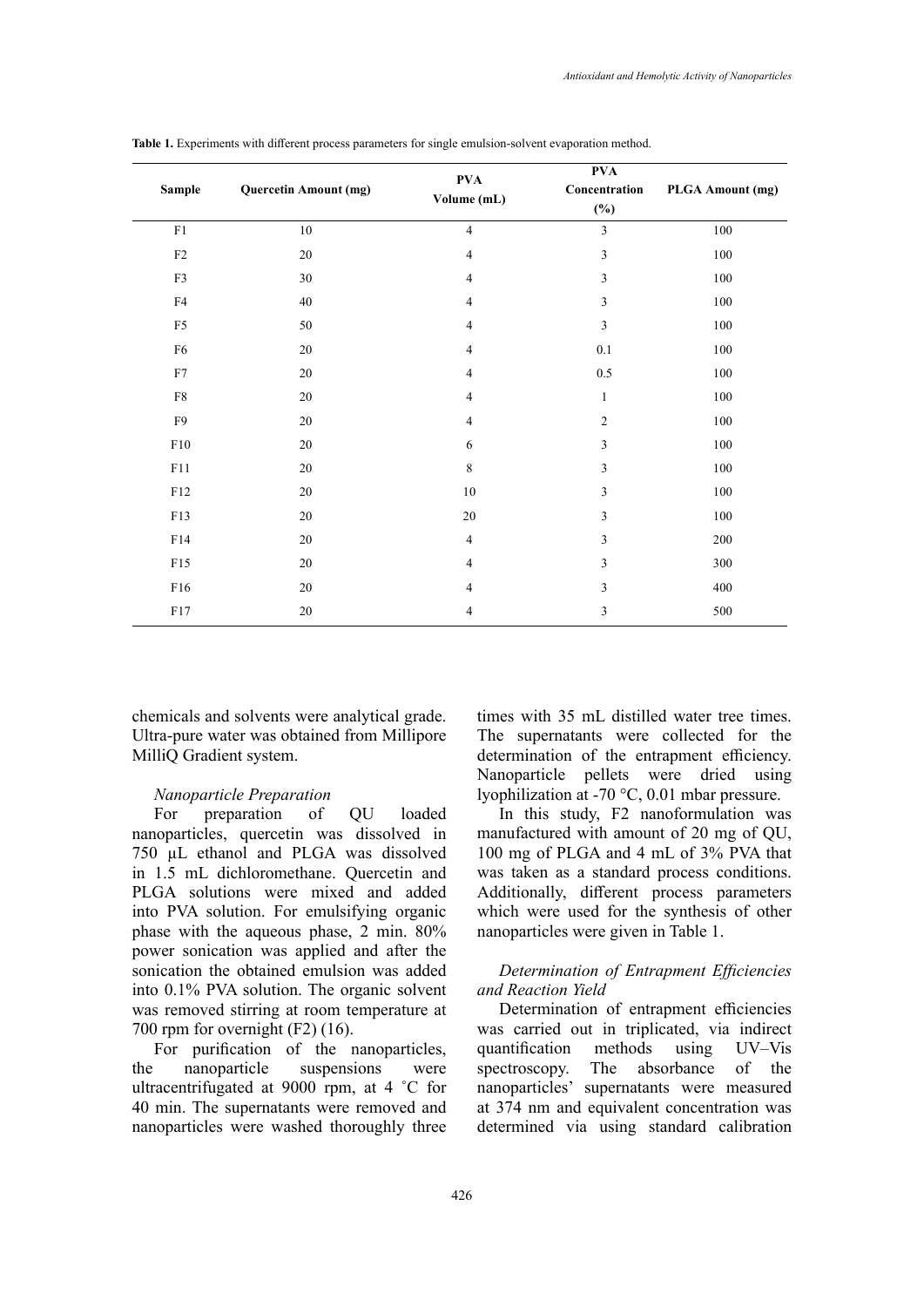**Table 1.** Experiments with different process parameters for single emulsion-solvent evaporation method.

| Sample | Quercetin Amount (mg) | PVA Volume (mL) | PVA Concentration (%) | PLGA Amount (mg) |
|---|---|---|---|---|
| F1 | 10 | 4 | 3 | 100 |
| F2 | 20 | 4 | 3 | 100 |
| F3 | 30 | 4 | 3 | 100 |
| F4 | 40 | 4 | 3 | 100 |
| F5 | 50 | 4 | 3 | 100 |
| F6 | 20 | 4 | 0.1 | 100 |
| F7 | 20 | 4 | 0.5 | 100 |
| F8 | 20 | 4 | 1 | 100 |
| F9 | 20 | 4 | 2 | 100 |
| F10 | 20 | 6 | 3 | 100 |
| F11 | 20 | 8 | 3 | 100 |
| F12 | 20 | 10 | 3 | 100 |
| F13 | 20 | 20 | 3 | 100 |
| F14 | 20 | 4 | 3 | 200 |
| F15 | 20 | 4 | 3 | 300 |
| F16 | 20 | 4 | 3 | 400 |
| F17 | 20 | 4 | 3 | 500 |

chemicals and solvents were analytical grade. Ultra-pure water was obtained from Millipore MilliQ Gradient system.

*Nanoparticle Preparation*

For preparation of QU loaded nanoparticles, quercetin was dissolved in 750 µL ethanol and PLGA was dissolved in 1.5 mL dichloromethane. Quercetin and PLGA solutions were mixed and added into PVA solution. For emulsifying organic phase with the aqueous phase, 2 min. 80% power sonication was applied and after the sonication the obtained emulsion was added into 0.1% PVA solution. The organic solvent was removed stirring at room temperature at 700 rpm for overnight (F2) (16).

For purification of the nanoparticles, the nanoparticle suspensions were ultracentrifugated at 9000 rpm, at 4 ˚C for 40 min. The supernatants were removed and nanoparticles were washed thoroughly three times with 35 mL distilled water tree times. The supernatants were collected for the determination of the entrapment efficiency. Nanoparticle pellets were dried using lyophilization at -70 °C, 0.01 mbar pressure.

In this study, F2 nanoformulation was manufactured with amount of 20 mg of QU, 100 mg of PLGA and 4 mL of 3% PVA that was taken as a standard process conditions. Additionally, different process parameters which were used for the synthesis of other nanoparticles were given in Table 1.

*Determination of Entrapment Efficiencies and Reaction Yield*

Determination of entrapment efficiencies was carried out in triplicated, via indirect quantification methods using UV–Vis spectroscopy. The absorbance of the nanoparticles' supernatants were measured at 374 nm and equivalent concentration was determined via using standard calibration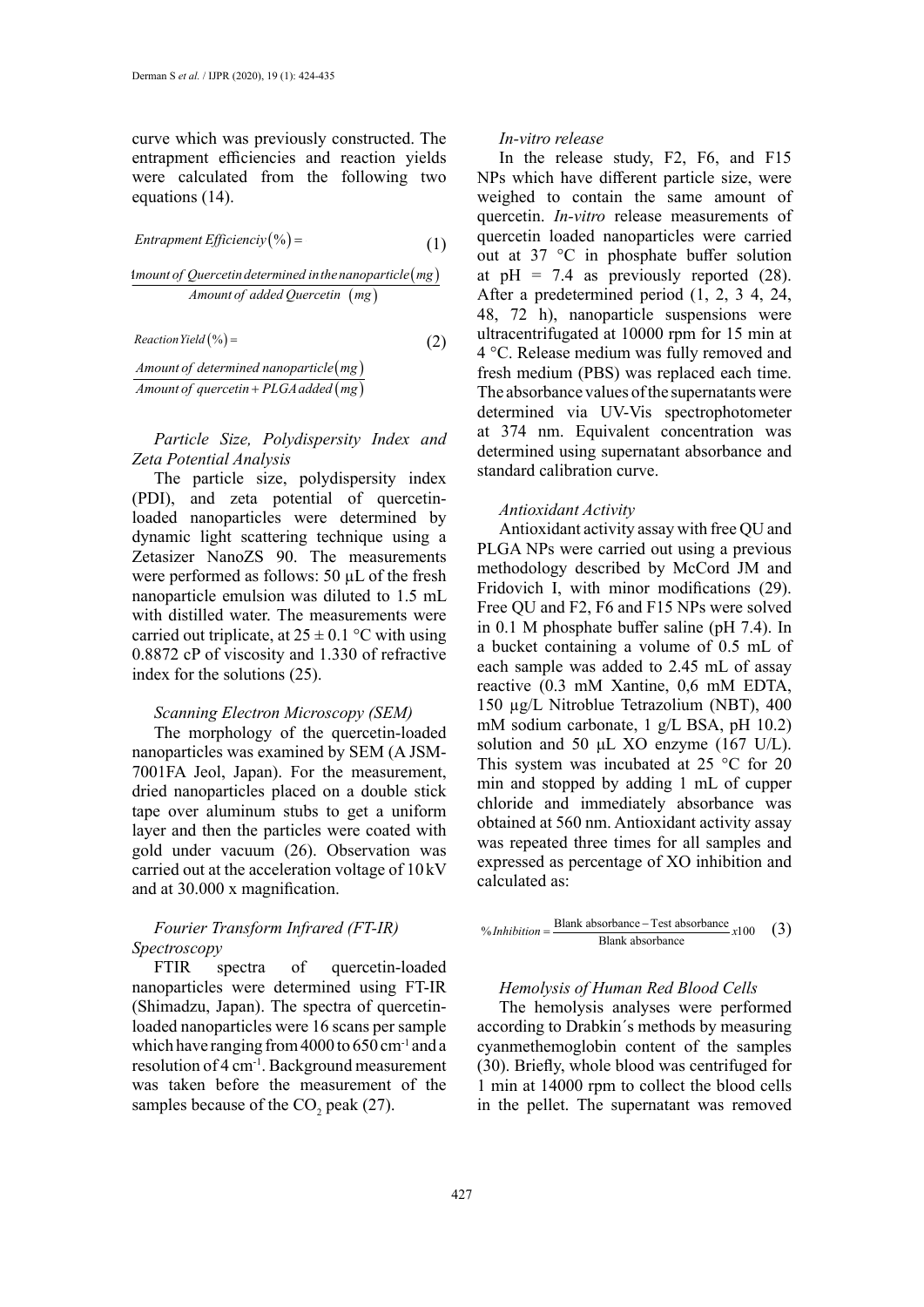curve which was previously constructed. The entrapment efficiencies and reaction yields were calculated from the following two equations (14).

$$Entrapment\ Efficienciy(\%) = \frac{Amount\ of\ Quercetin\ determined\ in\ the\ nanoparticle(mg)}{Amount\ of\ added\ Quercetin\ (mg)} \quad (1)$$

$$Reaction\ Yield(\%) = \frac{Amount\ of\ determined\ nanoparticle(mg)}{Amount\ of\ quercetin + PLGA\ added(mg)} \quad (2)$$

### *Particle Size, Polydispersity Index and Zeta Potential Analysis*

The particle size, polydispersity index (PDI), and zeta potential of quercetin-loaded nanoparticles were determined by dynamic light scattering technique using a Zetasizer NanoZS 90. The measurements were performed as follows: 50 µL of the fresh nanoparticle emulsion was diluted to 1.5 mL with distilled water. The measurements were carried out triplicate, at 25 ± 0.1 °C with using 0.8872 cP of viscosity and 1.330 of refractive index for the solutions (25).

### *Scanning Electron Microscopy (SEM)*

The morphology of the quercetin-loaded nanoparticles was examined by SEM (A JSM-7001FA Jeol, Japan). For the measurement, dried nanoparticles placed on a double stick tape over aluminum stubs to get a uniform layer and then the particles were coated with gold under vacuum (26). Observation was carried out at the acceleration voltage of 10 kV and at 30.000 x magnification.

### *Fourier Transform Infrared (FT-IR) Spectroscopy*

FTIR spectra of quercetin-loaded nanoparticles were determined using FT-IR (Shimadzu, Japan). The spectra of quercetin-loaded nanoparticles were 16 scans per sample which have ranging from 4000 to 650 cm$^{-1}$ and a resolution of 4 cm$^{-1}$. Background measurement was taken before the measurement of the samples because of the $CO_2$ peak (27).

### *In-vitro release*

In the release study, F2, F6, and F15 NPs which have different particle size, were weighed to contain the same amount of quercetin. *In-vitro* release measurements of quercetin loaded nanoparticles were carried out at 37 °C in phosphate buffer solution at pH = 7.4 as previously reported (28). After a predetermined period (1, 2, 3 4, 24, 48, 72 h), nanoparticle suspensions were ultracentrifugated at 10000 rpm for 15 min at 4 °C. Release medium was fully removed and fresh medium (PBS) was replaced each time. The absorbance values of the supernatants were determined via UV-Vis spectrophotometer at 374 nm. Equivalent concentration was determined using supernatant absorbance and standard calibration curve.

### *Antioxidant Activity*

Antioxidant activity assay with free QU and PLGA NPs were carried out using a previous methodology described by McCord JM and Fridovich I, with minor modifications (29). Free QU and F2, F6 and F15 NPs were solved in 0.1 M phosphate buffer saline (pH 7.4). In a bucket containing a volume of 0.5 mL of each sample was added to 2.45 mL of assay reactive (0.3 mM Xantine, 0,6 mM EDTA, 150 µg/L Nitroblue Tetrazolium (NBT), 400 mM sodium carbonate, 1 g/L BSA, pH 10.2) solution and 50 µL XO enzyme (167 U/L). This system was incubated at 25 °C for 20 min and stopped by adding 1 mL of cupper chloride and immediately absorbance was obtained at 560 nm. Antioxidant activity assay was repeated three times for all samples and expressed as percentage of XO inhibition and calculated as:

$$\%Inhibition = \frac{\text{Blank absorbance} - \text{Test absorbance}}{\text{Blank absorbance}} x100 \quad (3)$$

### *Hemolysis of Human Red Blood Cells*

The hemolysis analyses were performed according to Drabkin´s methods by measuring cyanmethemoglobin content of the samples (30). Briefly, whole blood was centrifuged for 1 min at 14000 rpm to collect the blood cells in the pellet. The supernatant was removed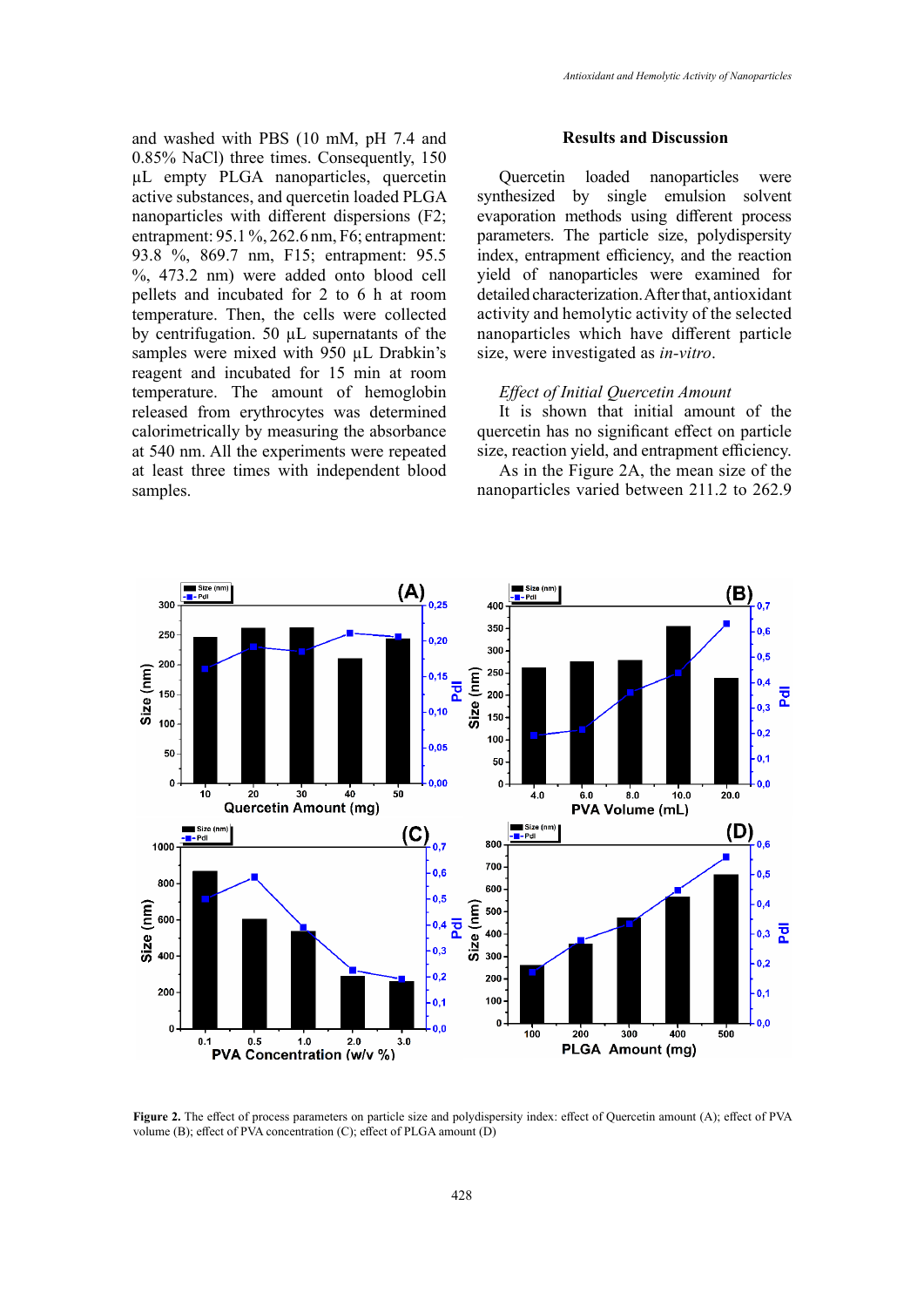and washed with PBS (10 mM, pH 7.4 and 0.85% NaCl) three times. Consequently, 150 µL empty PLGA nanoparticles, quercetin active substances, and quercetin loaded PLGA nanoparticles with different dispersions (F2; entrapment: 95.1 %, 262.6 nm, F6; entrapment: 93.8 %, 869.7 nm, F15; entrapment: 95.5 %, 473.2 nm) were added onto blood cell pellets and incubated for 2 to 6 h at room temperature. Then, the cells were collected by centrifugation. 50 µL supernatants of the samples were mixed with 950 µL Drabkin's reagent and incubated for 15 min at room temperature. The amount of hemoglobin released from erythrocytes was determined calorimetrically by measuring the absorbance at 540 nm. All the experiments were repeated at least three times with independent blood samples.

## Results and Discussion

Quercetin loaded nanoparticles were synthesized by single emulsion solvent evaporation methods using different process parameters. The particle size, polydispersity index, entrapment efficiency, and the reaction yield of nanoparticles were examined for detailed characterization. After that, antioxidant activity and hemolytic activity of the selected nanoparticles which have different particle size, were investigated as *in-vitro*.

### *Effect of Initial Quercetin Amount*

It is shown that initial amount of the quercetin has no significant effect on particle size, reaction yield, and entrapment efficiency.

As in the Figure 2A, the mean size of the nanoparticles varied between 211.2 to 262.9

**Figure 2.** The effect of process parameters on particle size and polydispersity index: effect of Quercetin amount (A); effect of PVA volume (B); effect of PVA concentration (C); effect of PLGA amount (D)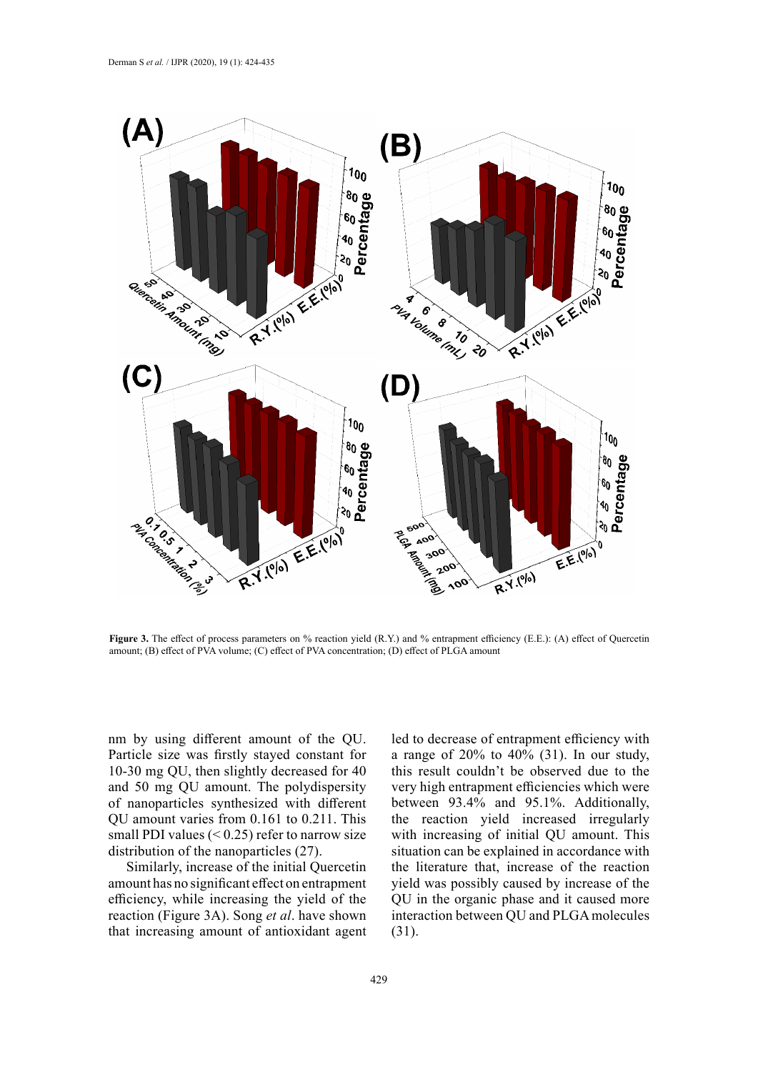**Figure 3.** The effect of process parameters on % reaction yield (R.Y.) and % entrapment efficiency (E.E.): (A) effect of Quercetin amount; (B) effect of PVA volume; (C) effect of PVA concentration; (D) effect of PLGA amount

nm by using different amount of the QU. Particle size was firstly stayed constant for 10-30 mg QU, then slightly decreased for 40 and 50 mg QU amount. The polydispersity of nanoparticles synthesized with different QU amount varies from 0.161 to 0.211. This small PDI values (< 0.25) refer to narrow size distribution of the nanoparticles (27).

Similarly, increase of the initial Quercetin amount has no significant effect on entrapment efficiency, while increasing the yield of the reaction (Figure 3A). Song *et al*. have shown that increasing amount of antioxidant agent led to decrease of entrapment efficiency with a range of 20% to 40% (31). In our study, this result couldn't be observed due to the very high entrapment efficiencies which were between 93.4% and 95.1%. Additionally, the reaction yield increased irregularly with increasing of initial QU amount. This situation can be explained in accordance with the literature that, increase of the reaction yield was possibly caused by increase of the QU in the organic phase and it caused more interaction between QU and PLGA molecules (31).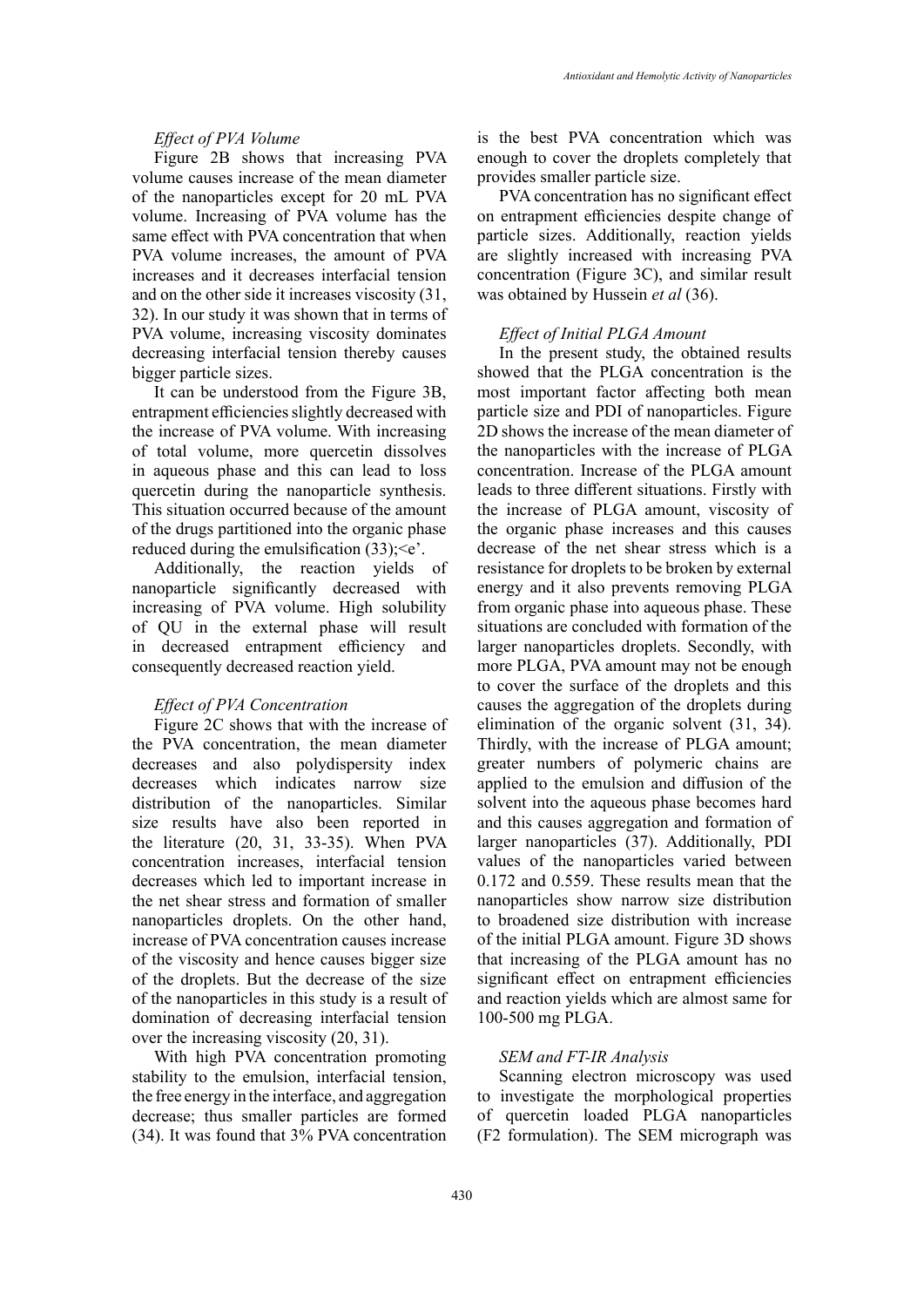### *Effect of PVA Volume*

Figure 2B shows that increasing PVA volume causes increase of the mean diameter of the nanoparticles except for 20 mL PVA volume. Increasing of PVA volume has the same effect with PVA concentration that when PVA volume increases, the amount of PVA increases and it decreases interfacial tension and on the other side it increases viscosity (31, 32). In our study it was shown that in terms of PVA volume, increasing viscosity dominates decreasing interfacial tension thereby causes bigger particle sizes.

It can be understood from the Figure 3B, entrapment efficiencies slightly decreased with the increase of PVA volume. With increasing of total volume, more quercetin dissolves in aqueous phase and this can lead to loss quercetin during the nanoparticle synthesis. This situation occurred because of the amount of the drugs partitioned into the organic phase reduced during the emulsification (33);<e'.

Additionally, the reaction yields of nanoparticle significantly decreased with increasing of PVA volume. High solubility of QU in the external phase will result in decreased entrapment efficiency and consequently decreased reaction yield.

### *Effect of PVA Concentration*

Figure 2C shows that with the increase of the PVA concentration, the mean diameter decreases and also polydispersity index decreases which indicates narrow size distribution of the nanoparticles. Similar size results have also been reported in the literature (20, 31, 33-35). When PVA concentration increases, interfacial tension decreases which led to important increase in the net shear stress and formation of smaller nanoparticles droplets. On the other hand, increase of PVA concentration causes increase of the viscosity and hence causes bigger size of the droplets. But the decrease of the size of the nanoparticles in this study is a result of domination of decreasing interfacial tension over the increasing viscosity (20, 31).

With high PVA concentration promoting stability to the emulsion, interfacial tension, the free energy in the interface, and aggregation decrease; thus smaller particles are formed (34). It was found that 3% PVA concentration is the best PVA concentration which was enough to cover the droplets completely that provides smaller particle size.

PVA concentration has no significant effect on entrapment efficiencies despite change of particle sizes. Additionally, reaction yields are slightly increased with increasing PVA concentration (Figure 3C), and similar result was obtained by Hussein *et al* (36).

### *Effect of Initial PLGA Amount*

In the present study, the obtained results showed that the PLGA concentration is the most important factor affecting both mean particle size and PDI of nanoparticles. Figure 2D shows the increase of the mean diameter of the nanoparticles with the increase of PLGA concentration. Increase of the PLGA amount leads to three different situations. Firstly with the increase of PLGA amount, viscosity of the organic phase increases and this causes decrease of the net shear stress which is a resistance for droplets to be broken by external energy and it also prevents removing PLGA from organic phase into aqueous phase. These situations are concluded with formation of the larger nanoparticles droplets. Secondly, with more PLGA, PVA amount may not be enough to cover the surface of the droplets and this causes the aggregation of the droplets during elimination of the organic solvent (31, 34). Thirdly, with the increase of PLGA amount; greater numbers of polymeric chains are applied to the emulsion and diffusion of the solvent into the aqueous phase becomes hard and this causes aggregation and formation of larger nanoparticles (37). Additionally, PDI values of the nanoparticles varied between 0.172 and 0.559. These results mean that the nanoparticles show narrow size distribution to broadened size distribution with increase of the initial PLGA amount. Figure 3D shows that increasing of the PLGA amount has no significant effect on entrapment efficiencies and reaction yields which are almost same for 100-500 mg PLGA.

### *SEM and FT-IR Analysis*

Scanning electron microscopy was used to investigate the morphological properties of quercetin loaded PLGA nanoparticles (F2 formulation). The SEM micrograph was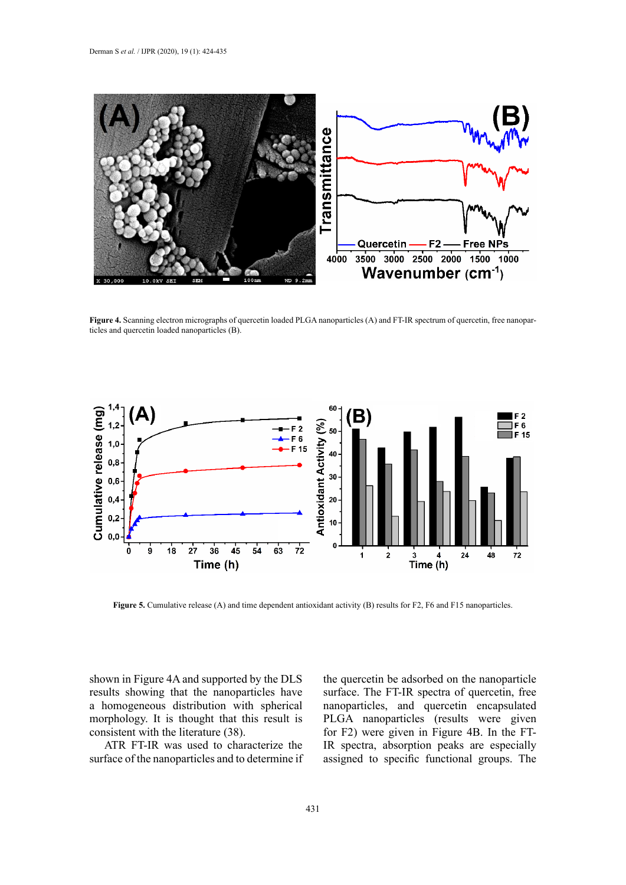Figure 4. Scanning electron micrographs of quercetin loaded PLGA nanoparticles (A) and FT-IR spectrum of quercetin, free nanoparticles and quercetin loaded nanoparticles (B).

Figure 5. Cumulative release (A) and time dependent antioxidant activity (B) results for F2, F6 and F15 nanoparticles.

shown in Figure 4A and supported by the DLS results showing that the nanoparticles have a homogeneous distribution with spherical morphology. It is thought that this result is consistent with the literature (38).

ATR FT-IR was used to characterize the surface of the nanoparticles and to determine if the quercetin be adsorbed on the nanoparticle surface. The FT-IR spectra of quercetin, free nanoparticles, and quercetin encapsulated PLGA nanoparticles (results were given for F2) were given in Figure 4B. In the FT-IR spectra, absorption peaks are especially assigned to specific functional groups. The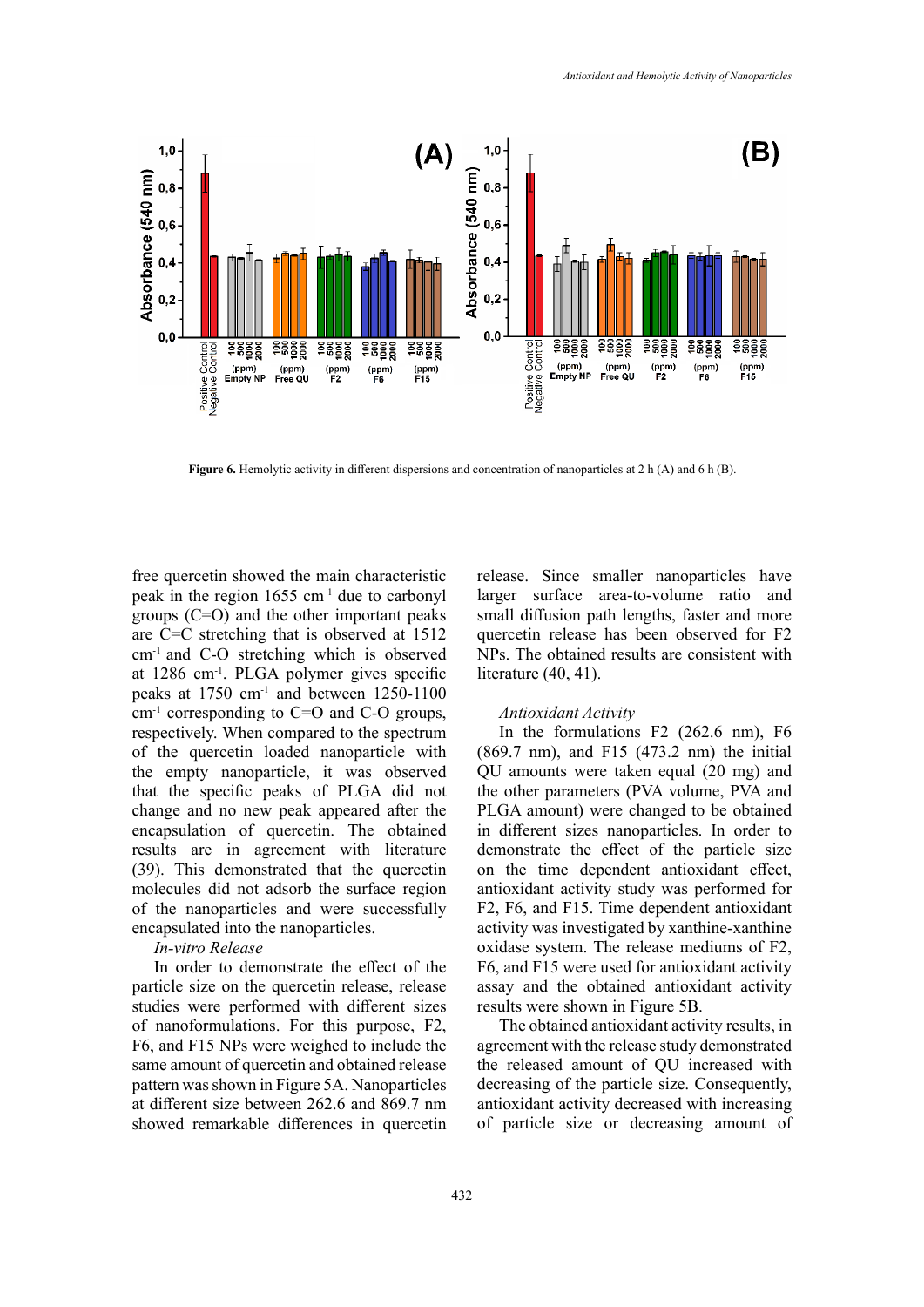Figure 6. Hemolytic activity in different dispersions and concentration of nanoparticles at 2 h (A) and 6 h (B).

free quercetin showed the main characteristic peak in the region 1655 cm$^{-1}$ due to carbonyl groups (C=O) and the other important peaks are C=C stretching that is observed at 1512 cm$^{-1}$ and C-O stretching which is observed at 1286 cm$^{-1}$. PLGA polymer gives specific peaks at 1750 cm$^{-1}$ and between 1250-1100 cm$^{-1}$ corresponding to C=O and C-O groups, respectively. When compared to the spectrum of the quercetin loaded nanoparticle with the empty nanoparticle, it was observed that the specific peaks of PLGA did not change and no new peak appeared after the encapsulation of quercetin. The obtained results are in agreement with literature (39). This demonstrated that the quercetin molecules did not adsorb the surface region of the nanoparticles and were successfully encapsulated into the nanoparticles.

*In-vitro Release*

In order to demonstrate the effect of the particle size on the quercetin release, release studies were performed with different sizes of nanoformulations. For this purpose, F2, F6, and F15 NPs were weighed to include the same amount of quercetin and obtained release pattern was shown in Figure 5A. Nanoparticles at different size between 262.6 and 869.7 nm showed remarkable differences in quercetin release. Since smaller nanoparticles have larger surface area-to-volume ratio and small diffusion path lengths, faster and more quercetin release has been observed for F2 NPs. The obtained results are consistent with literature (40, 41).

*Antioxidant Activity*

In the formulations F2 (262.6 nm), F6 (869.7 nm), and F15 (473.2 nm) the initial QU amounts were taken equal (20 mg) and the other parameters (PVA volume, PVA and PLGA amount) were changed to be obtained in different sizes nanoparticles. In order to demonstrate the effect of the particle size on the time dependent antioxidant effect, antioxidant activity study was performed for F2, F6, and F15. Time dependent antioxidant activity was investigated by xanthine-xanthine oxidase system. The release mediums of F2, F6, and F15 were used for antioxidant activity assay and the obtained antioxidant activity results were shown in Figure 5B.

The obtained antioxidant activity results, in agreement with the release study demonstrated the released amount of QU increased with decreasing of the particle size. Consequently, antioxidant activity decreased with increasing of particle size or decreasing amount of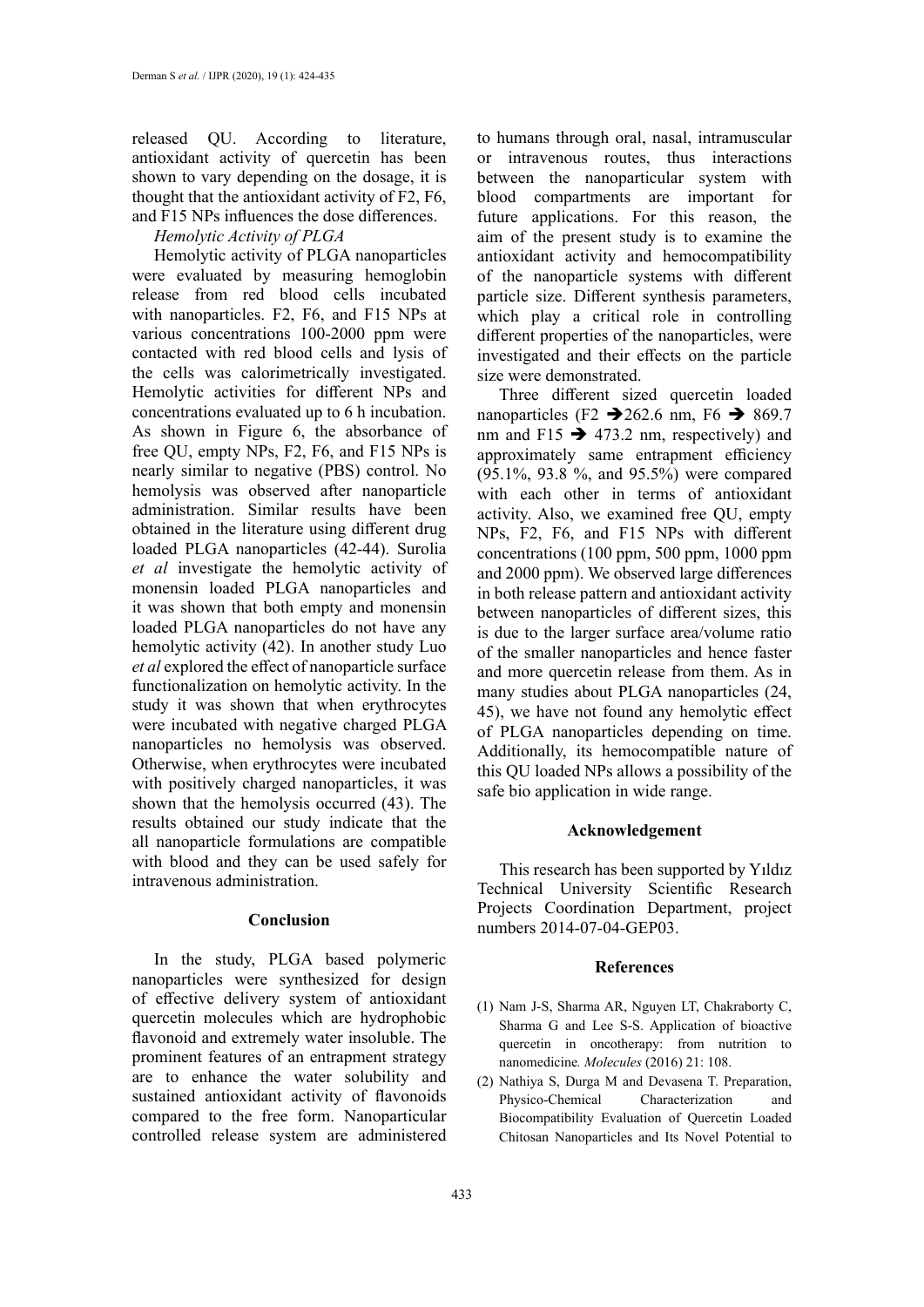released QU. According to literature, antioxidant activity of quercetin has been shown to vary depending on the dosage, it is thought that the antioxidant activity of F2, F6, and F15 NPs influences the dose differences.

*Hemolytic Activity of PLGA*

Hemolytic activity of PLGA nanoparticles were evaluated by measuring hemoglobin release from red blood cells incubated with nanoparticles. F2, F6, and F15 NPs at various concentrations 100-2000 ppm were contacted with red blood cells and lysis of the cells was calorimetrically investigated. Hemolytic activities for different NPs and concentrations evaluated up to 6 h incubation. As shown in Figure 6, the absorbance of free QU, empty NPs, F2, F6, and F15 NPs is nearly similar to negative (PBS) control. No hemolysis was observed after nanoparticle administration. Similar results have been obtained in the literature using different drug loaded PLGA nanoparticles (42-44). Surolia *et al* investigate the hemolytic activity of monensin loaded PLGA nanoparticles and it was shown that both empty and monensin loaded PLGA nanoparticles do not have any hemolytic activity (42). In another study Luo *et al* explored the effect of nanoparticle surface functionalization on hemolytic activity. In the study it was shown that when erythrocytes were incubated with negative charged PLGA nanoparticles no hemolysis was observed. Otherwise, when erythrocytes were incubated with positively charged nanoparticles, it was shown that the hemolysis occurred (43). The results obtained our study indicate that the all nanoparticle formulations are compatible with blood and they can be used safely for intravenous administration.

## Conclusion

In the study, PLGA based polymeric nanoparticles were synthesized for design of effective delivery system of antioxidant quercetin molecules which are hydrophobic flavonoid and extremely water insoluble. The prominent features of an entrapment strategy are to enhance the water solubility and sustained antioxidant activity of flavonoids compared to the free form. Nanoparticular controlled release system are administered to humans through oral, nasal, intramuscular or intravenous routes, thus interactions between the nanoparticular system with blood compartments are important for future applications. For this reason, the aim of the present study is to examine the antioxidant activity and hemocompatibility of the nanoparticle systems with different particle size. Different synthesis parameters, which play a critical role in controlling different properties of the nanoparticles, were investigated and their effects on the particle size were demonstrated.

Three different sized quercetin loaded nanoparticles (F2 ➔262.6 nm, F6 ➔ 869.7 nm and F15 ➔ 473.2 nm, respectively) and approximately same entrapment efficiency (95.1%, 93.8 %, and 95.5%) were compared with each other in terms of antioxidant activity. Also, we examined free QU, empty NPs, F2, F6, and F15 NPs with different concentrations (100 ppm, 500 ppm, 1000 ppm and 2000 ppm). We observed large differences in both release pattern and antioxidant activity between nanoparticles of different sizes, this is due to the larger surface area/volume ratio of the smaller nanoparticles and hence faster and more quercetin release from them. As in many studies about PLGA nanoparticles (24, 45), we have not found any hemolytic effect of PLGA nanoparticles depending on time. Additionally, its hemocompatible nature of this QU loaded NPs allows a possibility of the safe bio application in wide range.

## Acknowledgement

This research has been supported by Yıldız Technical University Scientific Research Projects Coordination Department, project numbers 2014-07-04-GEP03.

## References

(1) Nam J-S, Sharma AR, Nguyen LT, Chakraborty C, Sharma G and Lee S-S. Application of bioactive quercetin in oncotherapy: from nutrition to nanomedicine. *Molecules* (2016) 21: 108.

(2) Nathiya S, Durga M and Devasena T. Preparation, Physico-Chemical Characterization and Biocompatibility Evaluation of Quercetin Loaded Chitosan Nanoparticles and Its Novel Potential to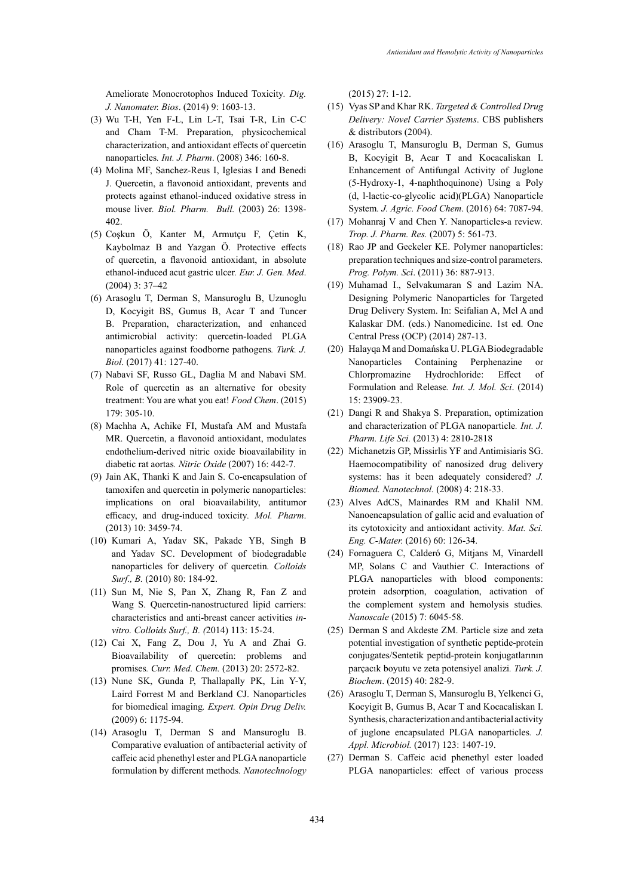Ameliorate Monocrotophos Induced Toxicity. *Dig. J. Nanomater. Bios*. (2014) 9: 1603-13.

(3) Wu T-H, Yen F-L, Lin L-T, Tsai T-R, Lin C-C and Cham T-M. Preparation, physicochemical characterization, and antioxidant effects of quercetin nanoparticles. *Int. J. Pharm*. (2008) 346: 160-8.

(4) Molina MF, Sanchez-Reus I, Iglesias I and Benedi J. Quercetin, a flavonoid antioxidant, prevents and protects against ethanol-induced oxidative stress in mouse liver. *Biol. Pharm. Bull.* (2003) 26: 1398-402.

(5) Coşkun Ö, Kanter M, Armutçu F, Çetin K, Kaybolmaz B and Yazgan Ö. Protective effects of quercetin, a flavonoid antioxidant, in absolute ethanol-induced acut gastric ulcer. *Eur. J. Gen. Med*. (2004) 3: 37–42

(6) Arasoglu T, Derman S, Mansuroglu B, Uzunoglu D, Kocyigit BS, Gumus B, Acar T and Tuncer B. Preparation, characterization, and enhanced antimicrobial activity: quercetin-loaded PLGA nanoparticles against foodborne pathogens. *Turk. J. Biol*. (2017) 41: 127-40.

(7) Nabavi SF, Russo GL, Daglia M and Nabavi SM. Role of quercetin as an alternative for obesity treatment: You are what you eat! *Food Chem*. (2015) 179: 305-10.

(8) Machha A, Achike FI, Mustafa AM and Mustafa MR. Quercetin, a flavonoid antioxidant, modulates endothelium-derived nitric oxide bioavailability in diabetic rat aortas. *Nitric Oxide* (2007) 16: 442-7.

(9) Jain AK, Thanki K and Jain S. Co-encapsulation of tamoxifen and quercetin in polymeric nanoparticles: implications on oral bioavailability, antitumor efficacy, and drug-induced toxicity. *Mol. Pharm*. (2013) 10: 3459-74.

(10) Kumari A, Yadav SK, Pakade YB, Singh B and Yadav SC. Development of biodegradable nanoparticles for delivery of quercetin. *Colloids Surf., B.* (2010) 80: 184-92.

(11) Sun M, Nie S, Pan X, Zhang R, Fan Z and Wang S. Quercetin-nanostructured lipid carriers: characteristics and anti-breast cancer activities *in-vitro. Colloids Surf., B. (*2014) 113: 15-24.

(12) Cai X, Fang Z, Dou J, Yu A and Zhai G. Bioavailability of quercetin: problems and promises. *Curr. Med. Chem.* (2013) 20: 2572-82.

(13) Nune SK, Gunda P, Thallapally PK, Lin Y-Y, Laird Forrest M and Berkland CJ. Nanoparticles for biomedical imaging. *Expert. Opin Drug Deliv.* (2009) 6: 1175-94.

(14) Arasoglu T, Derman S and Mansuroglu B. Comparative evaluation of antibacterial activity of caffeic acid phenethyl ester and PLGA nanoparticle formulation by different methods. *Nanotechnology* (2015) 27: 1-12.

(15) Vyas SP and Khar RK. *Targeted & Controlled Drug Delivery: Novel Carrier Systems*. CBS publishers & distributors (2004).

(16) Arasoglu T, Mansuroglu B, Derman S, Gumus B, Kocyigit B, Acar T and Kocacaliskan I. Enhancement of Antifungal Activity of Juglone (5-Hydroxy-1, 4-naphthoquinone) Using a Poly (d, l-lactic-co-glycolic acid)(PLGA) Nanoparticle System. *J. Agric. Food Chem*. (2016) 64: 7087-94.

(17) Mohanraj V and Chen Y. Nanoparticles-a review. *Trop. J. Pharm. Res.* (2007) 5: 561-73.

(18) Rao JP and Geckeler KE. Polymer nanoparticles: preparation techniques and size-control parameters. *Prog. Polym. Sci*. (2011) 36: 887-913.

(19) Muhamad I., Selvakumaran S and Lazim NA. Designing Polymeric Nanoparticles for Targeted Drug Delivery System. In: Seifalian A, Mel A and Kalaskar DM. (eds.) Nanomedicine. 1st ed. One Central Press (OCP) (2014) 287-13.

(20) Halayqa M and Domańska U. PLGA Biodegradable Nanoparticles Containing Perphenazine or Chlorpromazine Hydrochloride: Effect of Formulation and Release. *Int. J. Mol. Sci*. (2014) 15: 23909-23.

(21) Dangi R and Shakya S. Preparation, optimization and characterization of PLGA nanoparticle. *Int. J. Pharm. Life Sci.* (2013) 4: 2810-2818

(22) Michanetzis GP, Missirlis YF and Antimisiaris SG. Haemocompatibility of nanosized drug delivery systems: has it been adequately considered? *J. Biomed. Nanotechnol.* (2008) 4: 218-33.

(23) Alves AdCS, Mainardes RM and Khalil NM. Nanoencapsulation of gallic acid and evaluation of its cytotoxicity and antioxidant activity. *Mat. Sci. Eng. C-Mater.* (2016) 60: 126-34.

(24) Fornaguera C, Calderó G, Mitjans M, Vinardell MP, Solans C and Vauthier C. Interactions of PLGA nanoparticles with blood components: protein adsorption, coagulation, activation of the complement system and hemolysis studies. *Nanoscale* (2015) 7: 6045-58.

(25) Derman S and Akdeste ZM. Particle size and zeta potential investigation of synthetic peptide-protein conjugates/Sentetik peptid-protein konjugatlarının parçacık boyutu ve zeta potensiyel analizi. *Turk. J. Biochem*. (2015) 40: 282-9.

(26) Arasoglu T, Derman S, Mansuroglu B, Yelkenci G, Kocyigit B, Gumus B, Acar T and Kocacaliskan I. Synthesis, characterization and antibacterial activity of juglone encapsulated PLGA nanoparticles. *J. Appl. Microbiol.* (2017) 123: 1407-19.

(27) Derman S. Caffeic acid phenethyl ester loaded PLGA nanoparticles: effect of various process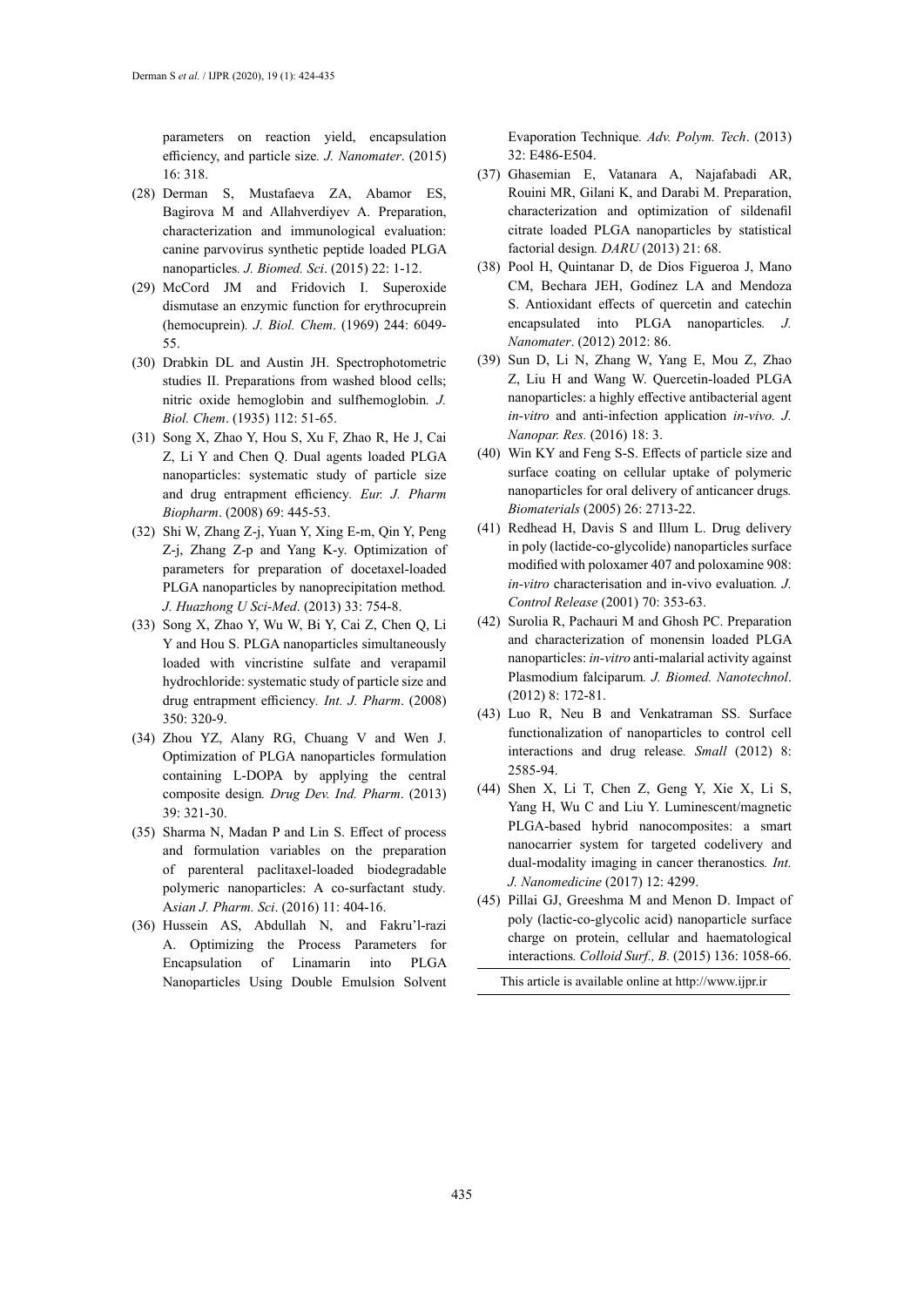parameters on reaction yield, encapsulation efficiency, and particle size. *J. Nanomater*. (2015) 16: 318.

(28) Derman S, Mustafaeva ZA, Abamor ES, Bagirova M and Allahverdiyev A. Preparation, characterization and immunological evaluation: canine parvovirus synthetic peptide loaded PLGA nanoparticles. *J. Biomed. Sci*. (2015) 22: 1-12.

(29) McCord JM and Fridovich I. Superoxide dismutase an enzymic function for erythrocuprein (hemocuprein). *J. Biol. Chem*. (1969) 244: 6049-55.

(30) Drabkin DL and Austin JH. Spectrophotometric studies II. Preparations from washed blood cells; nitric oxide hemoglobin and sulfhemoglobin. *J. Biol. Chem*. (1935) 112: 51-65.

(31) Song X, Zhao Y, Hou S, Xu F, Zhao R, He J, Cai Z, Li Y and Chen Q. Dual agents loaded PLGA nanoparticles: systematic study of particle size and drug entrapment efficiency. *Eur. J. Pharm Biopharm*. (2008) 69: 445-53.

(32) Shi W, Zhang Z-j, Yuan Y, Xing E-m, Qin Y, Peng Z-j, Zhang Z-p and Yang K-y. Optimization of parameters for preparation of docetaxel-loaded PLGA nanoparticles by nanoprecipitation method. *J. Huazhong U Sci-Med*. (2013) 33: 754-8.

(33) Song X, Zhao Y, Wu W, Bi Y, Cai Z, Chen Q, Li Y and Hou S. PLGA nanoparticles simultaneously loaded with vincristine sulfate and verapamil hydrochloride: systematic study of particle size and drug entrapment efficiency. *Int. J. Pharm*. (2008) 350: 320-9.

(34) Zhou YZ, Alany RG, Chuang V and Wen J. Optimization of PLGA nanoparticles formulation containing L-DOPA by applying the central composite design. *Drug Dev. Ind. Pharm*. (2013) 39: 321-30.

(35) Sharma N, Madan P and Lin S. Effect of process and formulation variables on the preparation of parenteral paclitaxel-loaded biodegradable polymeric nanoparticles: A co-surfactant study. *Asian J. Pharm. Sci*. (2016) 11: 404-16.

(36) Hussein AS, Abdullah N, and Fakru'l-razi A. Optimizing the Process Parameters for Encapsulation of Linamarin into PLGA Nanoparticles Using Double Emulsion Solvent Evaporation Technique. *Adv. Polym. Tech*. (2013) 32: E486-E504.

(37) Ghasemian E, Vatanara A, Najafabadi AR, Rouini MR, Gilani K, and Darabi M. Preparation, characterization and optimization of sildenafil citrate loaded PLGA nanoparticles by statistical factorial design. *DARU* (2013) 21: 68.

(38) Pool H, Quintanar D, de Dios Figueroa J, Mano CM, Bechara JEH, Godínez LA and Mendoza S. Antioxidant effects of quercetin and catechin encapsulated into PLGA nanoparticles. *J. Nanomater*. (2012) 2012: 86.

(39) Sun D, Li N, Zhang W, Yang E, Mou Z, Zhao Z, Liu H and Wang W. Quercetin-loaded PLGA nanoparticles: a highly effective antibacterial agent *in-vitro* and anti-infection application *in-vivo*. *J. Nanopar. Res.* (2016) 18: 3.

(40) Win KY and Feng S-S. Effects of particle size and surface coating on cellular uptake of polymeric nanoparticles for oral delivery of anticancer drugs. *Biomaterials* (2005) 26: 2713-22.

(41) Redhead H, Davis S and Illum L. Drug delivery in poly (lactide-co-glycolide) nanoparticles surface modified with poloxamer 407 and poloxamine 908: *in-vitro* characterisation and in-vivo evaluation. *J. Control Release* (2001) 70: 353-63.

(42) Surolia R, Pachauri M and Ghosh PC. Preparation and characterization of monensin loaded PLGA nanoparticles: *in-vitro* anti-malarial activity against Plasmodium falciparum. *J. Biomed. Nanotechnol*. (2012) 8: 172-81.

(43) Luo R, Neu B and Venkatraman SS. Surface functionalization of nanoparticles to control cell interactions and drug release. *Small* (2012) 8: 2585-94.

(44) Shen X, Li T, Chen Z, Geng Y, Xie X, Li S, Yang H, Wu C and Liu Y. Luminescent/magnetic PLGA-based hybrid nanocomposites: a smart nanocarrier system for targeted codelivery and dual-modality imaging in cancer theranostics. *Int. J. Nanomedicine* (2017) 12: 4299.

(45) Pillai GJ, Greeshma M and Menon D. Impact of poly (lactic-co-glycolic acid) nanoparticle surface charge on protein, cellular and haematological interactions. *Colloid Surf., B*. (2015) 136: 1058-66.

This article is available online at http://www.ijpr.ir